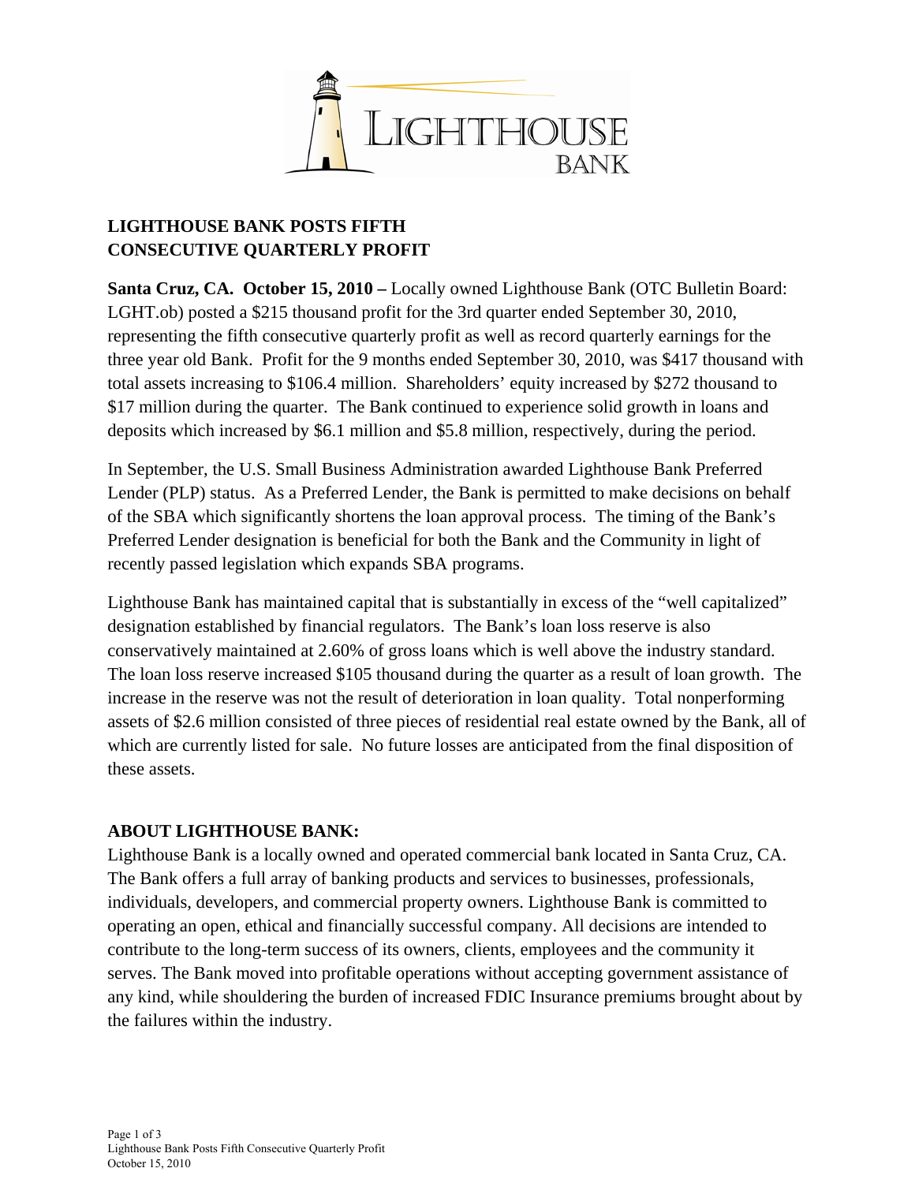# LIGHTHOUSE BANK POSTS FIFTH CONSECUTIVE QUARTERLY PROFIT

**Santa Cruz, CA. October 15, 2010 –** Locally owned Lighthouse Bank (OTC Bulletin Board: LGHT.ob) posted a $215 thousand profit for the 3rd quarter ended September 30, 2010, representing the fifth consecutive quarterly profit as well as record quarterly earnings for the three year old Bank. Profit for the 9 months ended September 30, 2010, was $417 thousand with total assets increasing to $106.4 million. Shareholders' equity increased by $272 thousand to $17 million during the quarter. The Bank continued to experience solid growth in loans and deposits which increased by $6.1 million and $5.8 million, respectively, during the period.

In September, the U.S. Small Business Administration awarded Lighthouse Bank Preferred Lender (PLP) status. As a Preferred Lender, the Bank is permitted to make decisions on behalf of the SBA which significantly shortens the loan approval process. The timing of the Bank's Preferred Lender designation is beneficial for both the Bank and the Community in light of recently passed legislation which expands SBA programs.

Lighthouse Bank has maintained capital that is substantially in excess of the "well capitalized" designation established by financial regulators. The Bank's loan loss reserve is also conservatively maintained at 2.60% of gross loans which is well above the industry standard. The loan loss reserve increased $105 thousand during the quarter as a result of loan growth. The increase in the reserve was not the result of deterioration in loan quality. Total nonperforming assets of $2.6 million consisted of three pieces of residential real estate owned by the Bank, all of which are currently listed for sale. No future losses are anticipated from the final disposition of these assets.

## ABOUT LIGHTHOUSE BANK:

Lighthouse Bank is a locally owned and operated commercial bank located in Santa Cruz, CA. The Bank offers a full array of banking products and services to businesses, professionals, individuals, developers, and commercial property owners. Lighthouse Bank is committed to operating an open, ethical and financially successful company. All decisions are intended to contribute to the long-term success of its owners, clients, employees and the community it serves. The Bank moved into profitable operations without accepting government assistance of any kind, while shouldering the burden of increased FDIC Insurance premiums brought about by the failures within the industry.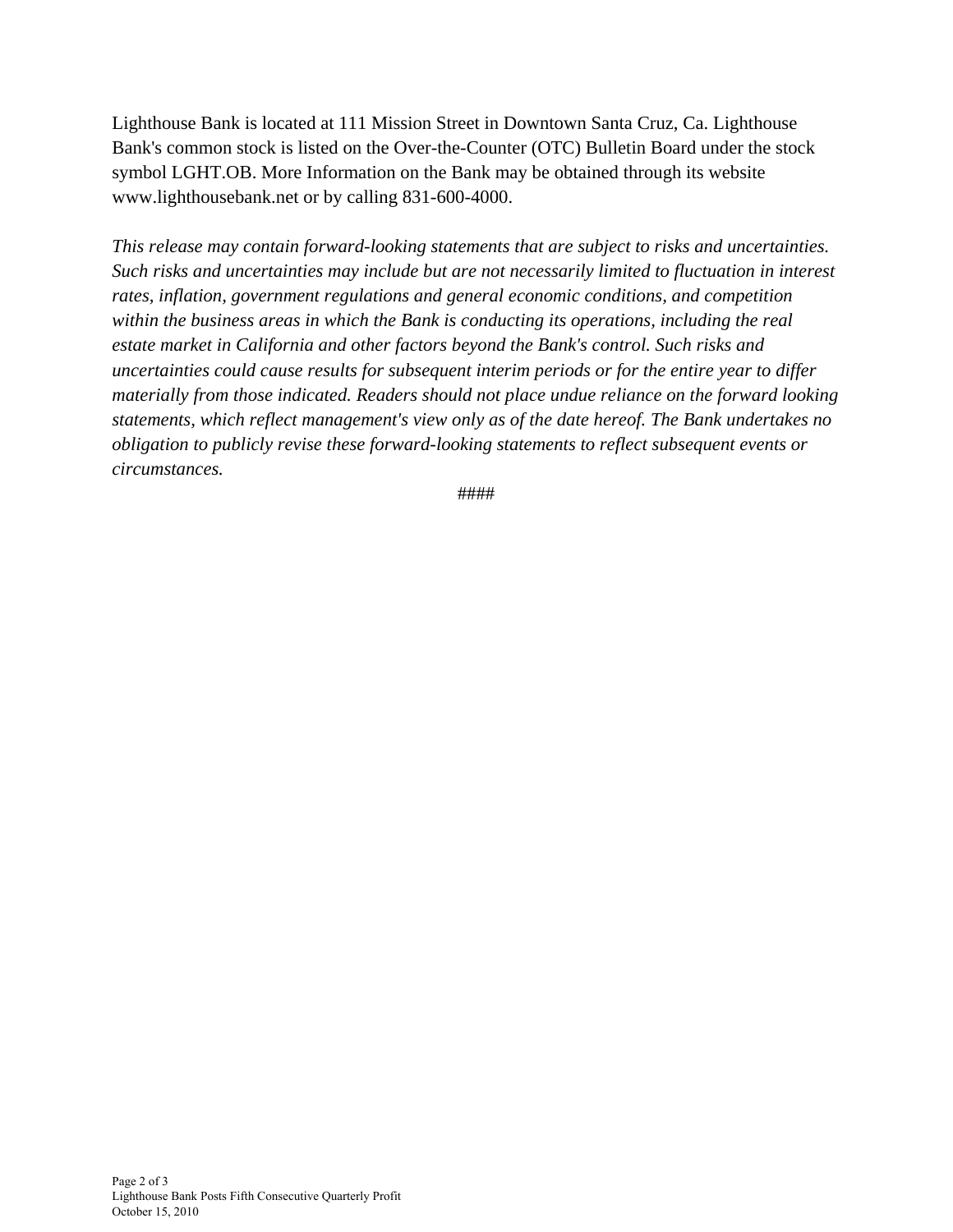Lighthouse Bank is located at 111 Mission Street in Downtown Santa Cruz, Ca. Lighthouse Bank's common stock is listed on the Over-the-Counter (OTC) Bulletin Board under the stock symbol LGHT.OB. More Information on the Bank may be obtained through its website www.lighthousebank.net or by calling 831-600-4000.

*This release may contain forward-looking statements that are subject to risks and uncertainties. Such risks and uncertainties may include but are not necessarily limited to fluctuation in interest rates, inflation, government regulations and general economic conditions, and competition within the business areas in which the Bank is conducting its operations, including the real estate market in California and other factors beyond the Bank's control. Such risks and uncertainties could cause results for subsequent interim periods or for the entire year to differ materially from those indicated. Readers should not place undue reliance on the forward looking statements, which reflect management's view only as of the date hereof. The Bank undertakes no obligation to publicly revise these forward-looking statements to reflect subsequent events or circumstances.*

####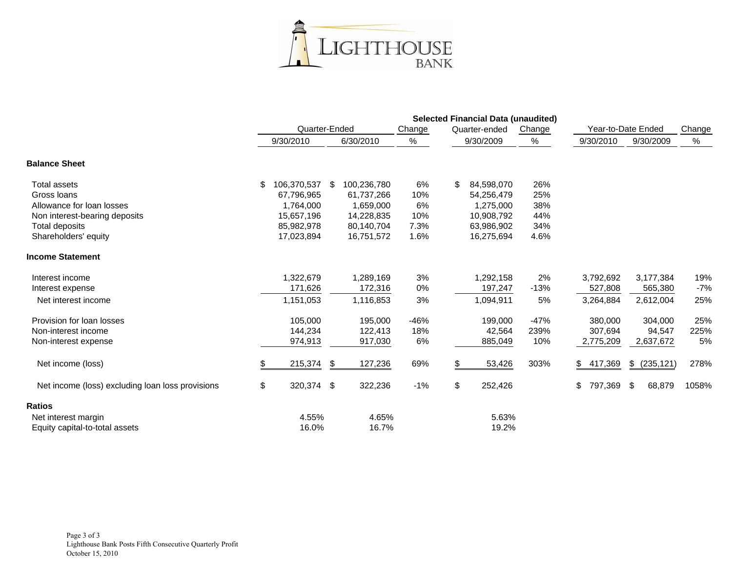# Selected Financial Data (unaudited)

| | Quarter-Ended | | Change | Quarter-ended | Change | Year-to-Date Ended | | Change |
|---|---|---|---|---|---|---|---|---|
| | 9/30/2010 | 6/30/2010 | % | 9/30/2009 | % | 9/30/2010 | 9/30/2009 | % |
| **Balance Sheet** | | | | | | | | |
| Total assets | $ 106,370,537 | $ 100,236,780 | 6% | $ 84,598,070 | 26% | | | |
| Gross loans | 67,796,965 | 61,737,266 | 10% | 54,256,479 | 25% | | | |
| Allowance for loan losses | 1,764,000 | 1,659,000 | 6% | 1,275,000 | 38% | | | |
| Non interest-bearing deposits | 15,657,196 | 14,228,835 | 10% | 10,908,792 | 44% | | | |
| Total deposits | 85,982,978 | 80,140,704 | 7.3% | 63,986,902 | 34% | | | |
| Shareholders' equity | 17,023,894 | 16,751,572 | 1.6% | 16,275,694 | 4.6% | | | |
| **Income Statement** | | | | | | | | |
| Interest income | 1,322,679 | 1,289,169 | 3% | 1,292,158 | 2% | 3,792,692 | 3,177,384 | 19% |
| Interest expense | 171,626 | 172,316 | 0% | 197,247 | -13% | 527,808 | 565,380 | -7% |
| Net interest income | 1,151,053 | 1,116,853 | 3% | 1,094,911 | 5% | 3,264,884 | 2,612,004 | 25% |
| Provision for loan losses | 105,000 | 195,000 | -46% | 199,000 | -47% | 380,000 | 304,000 | 25% |
| Non-interest income | 144,234 | 122,413 | 18% | 42,564 | 239% | 307,694 | 94,547 | 225% |
| Non-interest expense | 974,913 | 917,030 | 6% | 885,049 | 10% | 2,775,209 | 2,637,672 | 5% |
| Net income (loss) | $ 215,374 | $ 127,236 | 69% | $ 53,426 | 303% | $ 417,369 | $ (235,121) | 278% |
| Net income (loss) excluding loan loss provisions | $ 320,374 | $ 322,236 | -1% | $ 252,426 | | $ 797,369 | $ 68,879 | 1058% |
| **Ratios** | | | | | | | | |
| Net interest margin | 4.55% | 4.65% | | 5.63% | | | | |
| Equity capital-to-total assets | 16.0% | 16.7% | | 19.2% | | | | |

Lighthouse Bank Posts Fifth Consecutive Quarterly Profit
October 15, 2010